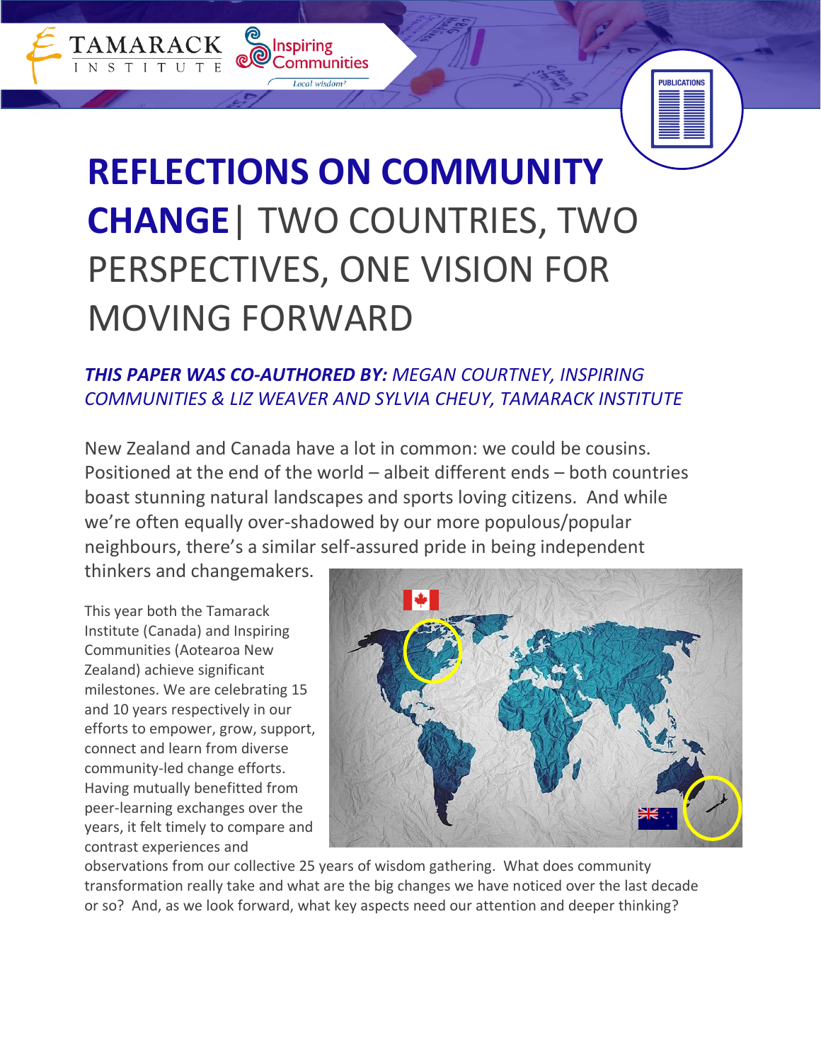# REFLECTIONS ON COMMUNITY CHANGE| TWO COUNTRIES, TWO PERSPECTIVES, ONE VISION FOR MOVING FORWARD

***THIS PAPER WAS CO-AUTHORED BY:*** *MEGAN COURTNEY, INSPIRING COMMUNITIES & LIZ WEAVER AND SYLVIA CHEUY, TAMARACK INSTITUTE*

New Zealand and Canada have a lot in common: we could be cousins. Positioned at the end of the world – albeit different ends – both countries boast stunning natural landscapes and sports loving citizens. And while we're often equally over-shadowed by our more populous/popular neighbours, there's a similar self-assured pride in being independent thinkers and changemakers.

This year both the Tamarack Institute (Canada) and Inspiring Communities (Aotearoa New Zealand) achieve significant milestones. We are celebrating 15 and 10 years respectively in our efforts to empower, grow, support, connect and learn from diverse community-led change efforts. Having mutually benefitted from peer-learning exchanges over the years, it felt timely to compare and contrast experiences and observations from our collective 25 years of wisdom gathering. What does community transformation really take and what are the big changes we have noticed over the last decade or so? And, as we look forward, what key aspects need our attention and deeper thinking?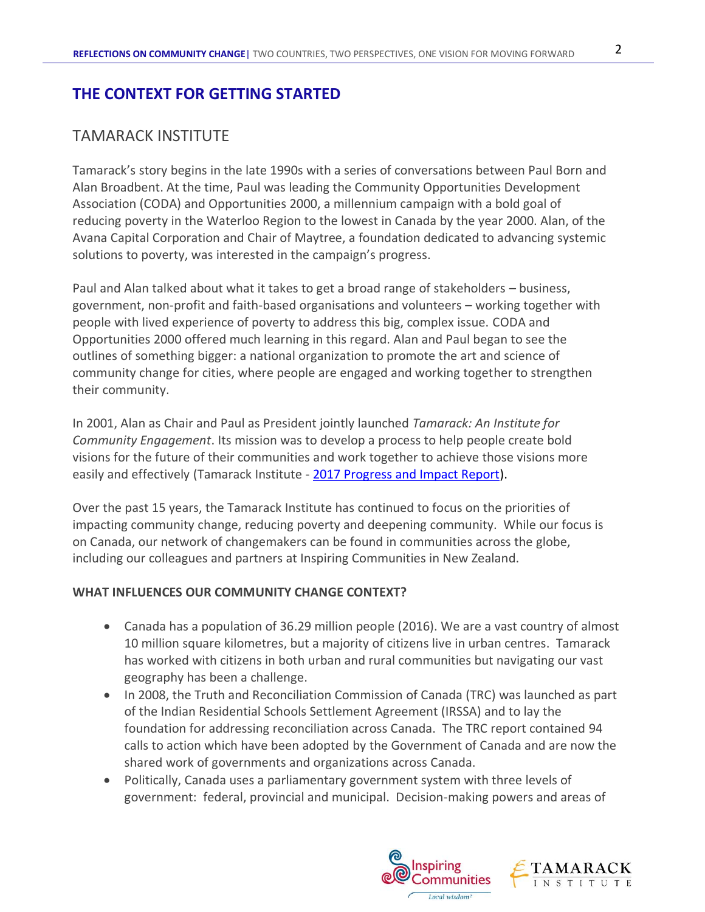## THE CONTEXT FOR GETTING STARTED

### TAMARACK INSTITUTE

Tamarack's story begins in the late 1990s with a series of conversations between Paul Born and Alan Broadbent. At the time, Paul was leading the Community Opportunities Development Association (CODA) and Opportunities 2000, a millennium campaign with a bold goal of reducing poverty in the Waterloo Region to the lowest in Canada by the year 2000. Alan, of the Avana Capital Corporation and Chair of Maytree, a foundation dedicated to advancing systemic solutions to poverty, was interested in the campaign's progress.

Paul and Alan talked about what it takes to get a broad range of stakeholders – business, government, non-profit and faith-based organisations and volunteers – working together with people with lived experience of poverty to address this big, complex issue. CODA and Opportunities 2000 offered much learning in this regard. Alan and Paul began to see the outlines of something bigger: a national organization to promote the art and science of community change for cities, where people are engaged and working together to strengthen their community.

In 2001, Alan as Chair and Paul as President jointly launched *Tamarack: An Institute for Community Engagement*. Its mission was to develop a process to help people create bold visions for the future of their communities and work together to achieve those visions more easily and effectively (Tamarack Institute - 2017 Progress and Impact Report).

Over the past 15 years, the Tamarack Institute has continued to focus on the priorities of impacting community change, reducing poverty and deepening community. While our focus is on Canada, our network of changemakers can be found in communities across the globe, including our colleagues and partners at Inspiring Communities in New Zealand.

**WHAT INFLUENCES OUR COMMUNITY CHANGE CONTEXT?**

- Canada has a population of 36.29 million people (2016). We are a vast country of almost 10 million square kilometres, but a majority of citizens live in urban centres. Tamarack has worked with citizens in both urban and rural communities but navigating our vast geography has been a challenge.
- In 2008, the Truth and Reconciliation Commission of Canada (TRC) was launched as part of the Indian Residential Schools Settlement Agreement (IRSSA) and to lay the foundation for addressing reconciliation across Canada. The TRC report contained 94 calls to action which have been adopted by the Government of Canada and are now the shared work of governments and organizations across Canada.
- Politically, Canada uses a parliamentary government system with three levels of government: federal, provincial and municipal. Decision-making powers and areas of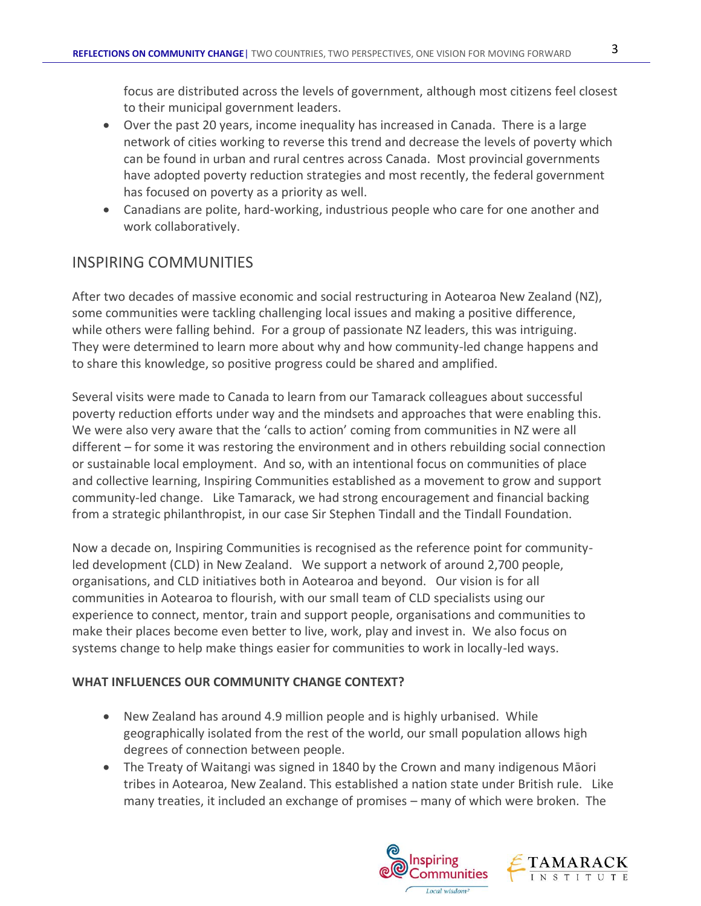focus are distributed across the levels of government, although most citizens feel closest to their municipal government leaders.

- Over the past 20 years, income inequality has increased in Canada. There is a large network of cities working to reverse this trend and decrease the levels of poverty which can be found in urban and rural centres across Canada. Most provincial governments have adopted poverty reduction strategies and most recently, the federal government has focused on poverty as a priority as well.
- Canadians are polite, hard-working, industrious people who care for one another and work collaboratively.

## INSPIRING COMMUNITIES

After two decades of massive economic and social restructuring in Aotearoa New Zealand (NZ), some communities were tackling challenging local issues and making a positive difference, while others were falling behind. For a group of passionate NZ leaders, this was intriguing. They were determined to learn more about why and how community-led change happens and to share this knowledge, so positive progress could be shared and amplified.

Several visits were made to Canada to learn from our Tamarack colleagues about successful poverty reduction efforts under way and the mindsets and approaches that were enabling this. We were also very aware that the 'calls to action' coming from communities in NZ were all different – for some it was restoring the environment and in others rebuilding social connection or sustainable local employment. And so, with an intentional focus on communities of place and collective learning, Inspiring Communities established as a movement to grow and support community-led change. Like Tamarack, we had strong encouragement and financial backing from a strategic philanthropist, in our case Sir Stephen Tindall and the Tindall Foundation.

Now a decade on, Inspiring Communities is recognised as the reference point for community-led development (CLD) in New Zealand. We support a network of around 2,700 people, organisations, and CLD initiatives both in Aotearoa and beyond. Our vision is for all communities in Aotearoa to flourish, with our small team of CLD specialists using our experience to connect, mentor, train and support people, organisations and communities to make their places become even better to live, work, play and invest in. We also focus on systems change to help make things easier for communities to work in locally-led ways.

**WHAT INFLUENCES OUR COMMUNITY CHANGE CONTEXT?**

- New Zealand has around 4.9 million people and is highly urbanised. While geographically isolated from the rest of the world, our small population allows high degrees of connection between people.
- The Treaty of Waitangi was signed in 1840 by the Crown and many indigenous Māori tribes in Aotearoa, New Zealand. This established a nation state under British rule. Like many treaties, it included an exchange of promises – many of which were broken. The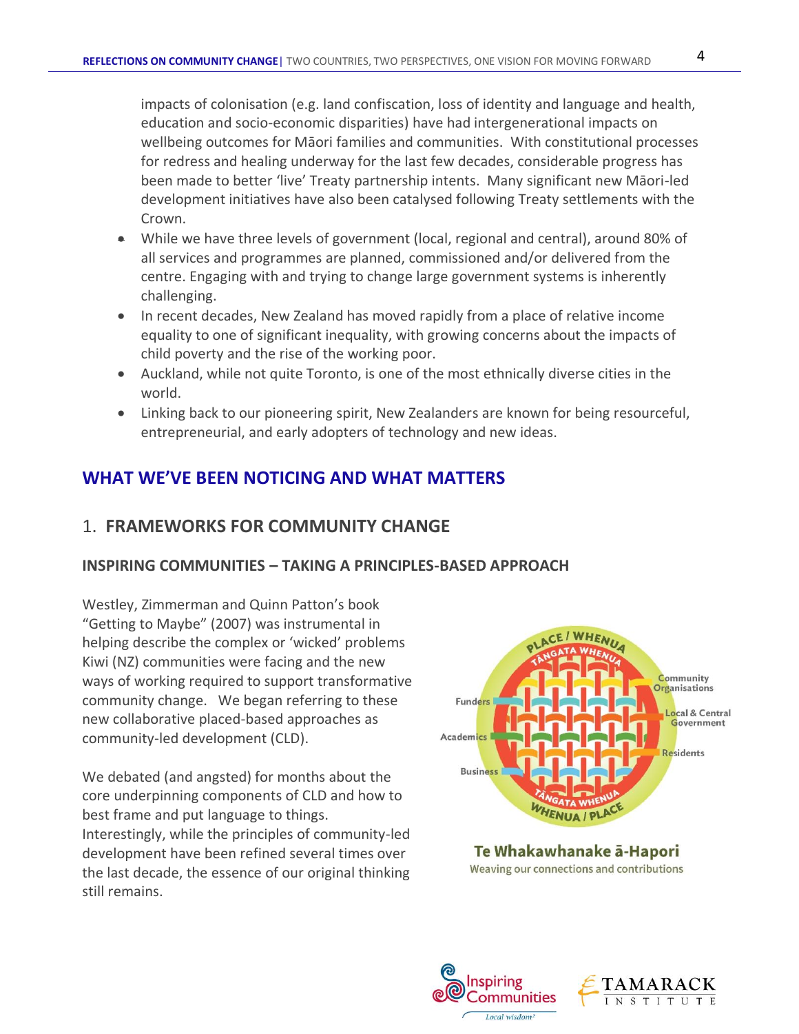impacts of colonisation (e.g. land confiscation, loss of identity and language and health, education and socio-economic disparities) have had intergenerational impacts on wellbeing outcomes for Māori families and communities. With constitutional processes for redress and healing underway for the last few decades, considerable progress has been made to better 'live' Treaty partnership intents. Many significant new Māori-led development initiatives have also been catalysed following Treaty settlements with the Crown.

- While we have three levels of government (local, regional and central), around 80% of all services and programmes are planned, commissioned and/or delivered from the centre. Engaging with and trying to change large government systems is inherently challenging.
- In recent decades, New Zealand has moved rapidly from a place of relative income equality to one of significant inequality, with growing concerns about the impacts of child poverty and the rise of the working poor.
- Auckland, while not quite Toronto, is one of the most ethnically diverse cities in the world.
- Linking back to our pioneering spirit, New Zealanders are known for being resourceful, entrepreneurial, and early adopters of technology and new ideas.

## WHAT WE'VE BEEN NOTICING AND WHAT MATTERS

### 1. FRAMEWORKS FOR COMMUNITY CHANGE

#### INSPIRING COMMUNITIES – TAKING A PRINCIPLES-BASED APPROACH

Westley, Zimmerman and Quinn Patton's book "Getting to Maybe" (2007) was instrumental in helping describe the complex or 'wicked' problems Kiwi (NZ) communities were facing and the new ways of working required to support transformative community change. We began referring to these new collaborative placed-based approaches as community-led development (CLD).

We debated (and angsted) for months about the core underpinning components of CLD and how to best frame and put language to things. Interestingly, while the principles of community-led development have been refined several times over the last decade, the essence of our original thinking still remains.

**Te Whakawhanake ā-Hapori**
Weaving our connections and contributions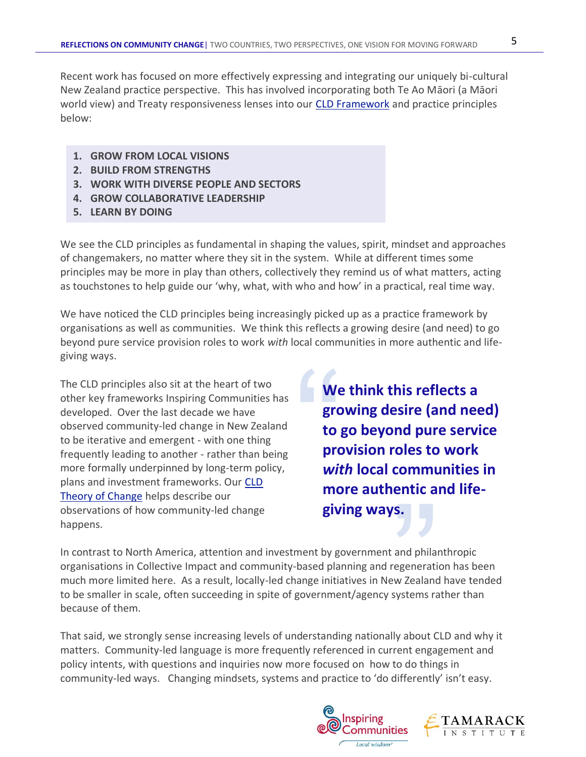Recent work has focused on more effectively expressing and integrating our uniquely bi-cultural New Zealand practice perspective. This has involved incorporating both Te Ao Māori (a Māori world view) and Treaty responsiveness lenses into our [CLD Framework]() and practice principles below:

1. **GROW FROM LOCAL VISIONS**
2. **BUILD FROM STRENGTHS**
3. **WORK WITH DIVERSE PEOPLE AND SECTORS**
4. **GROW COLLABORATIVE LEADERSHIP**
5. **LEARN BY DOING**

We see the CLD principles as fundamental in shaping the values, spirit, mindset and approaches of changemakers, no matter where they sit in the system. While at different times some principles may be more in play than others, collectively they remind us of what matters, acting as touchstones to help guide our 'why, what, with who and how' in a practical, real time way.

We have noticed the CLD principles being increasingly picked up as a practice framework by organisations as well as communities. We think this reflects a growing desire (and need) to go beyond pure service provision roles to work *with* local communities in more authentic and life-giving ways.

The CLD principles also sit at the heart of two other key frameworks Inspiring Communities has developed. Over the last decade we have observed community-led change in New Zealand to be iterative and emergent - with one thing frequently leading to another - rather than being more formally underpinned by long-term policy, plans and investment frameworks. Our [CLD Theory of Change]() helps describe our observations of how community-led change happens.

> **We think this reflects a growing desire (and need) to go beyond pure service provision roles to work *with* local communities in more authentic and life-giving ways.**

In contrast to North America, attention and investment by government and philanthropic organisations in Collective Impact and community-based planning and regeneration has been much more limited here. As a result, locally-led change initiatives in New Zealand have tended to be smaller in scale, often succeeding in spite of government/agency systems rather than because of them.

That said, we strongly sense increasing levels of understanding nationally about CLD and why it matters. Community-led language is more frequently referenced in current engagement and policy intents, with questions and inquiries now more focused on how to do things in community-led ways. Changing mindsets, systems and practice to 'do differently' isn't easy.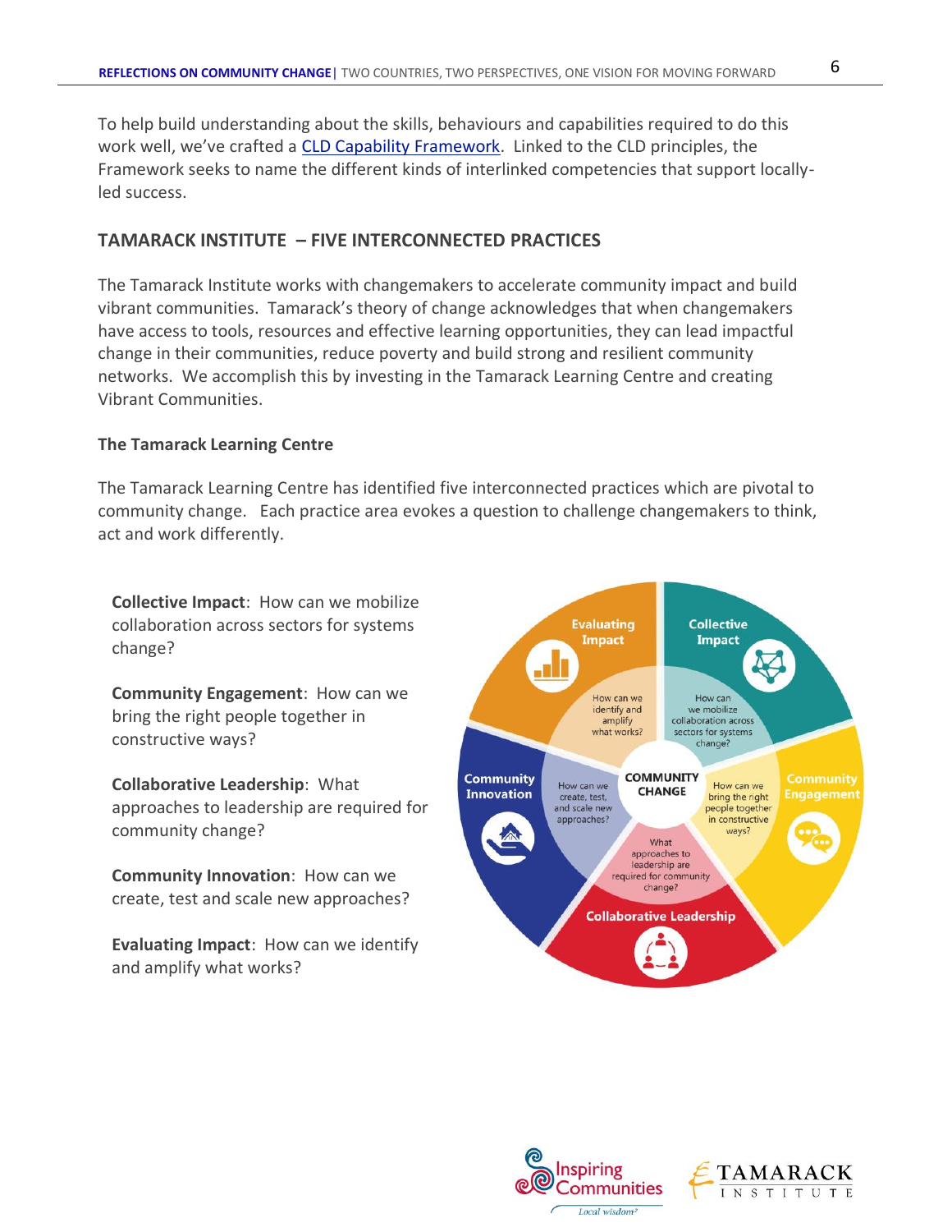To help build understanding about the skills, behaviours and capabilities required to do this work well, we've crafted a [CLD Capability Framework](). Linked to the CLD principles, the Framework seeks to name the different kinds of interlinked competencies that support locally-led success.

## TAMARACK INSTITUTE – FIVE INTERCONNECTED PRACTICES

The Tamarack Institute works with changemakers to accelerate community impact and build vibrant communities. Tamarack's theory of change acknowledges that when changemakers have access to tools, resources and effective learning opportunities, they can lead impactful change in their communities, reduce poverty and build strong and resilient community networks. We accomplish this by investing in the Tamarack Learning Centre and creating Vibrant Communities.

### The Tamarack Learning Centre

The Tamarack Learning Centre has identified five interconnected practices which are pivotal to community change. Each practice area evokes a question to challenge changemakers to think, act and work differently.

**Collective Impact**: How can we mobilize collaboration across sectors for systems change?

**Community Engagement**: How can we bring the right people together in constructive ways?

**Collaborative Leadership**: What approaches to leadership are required for community change?

**Community Innovation**: How can we create, test and scale new approaches?

**Evaluating Impact**: How can we identify and amplify what works?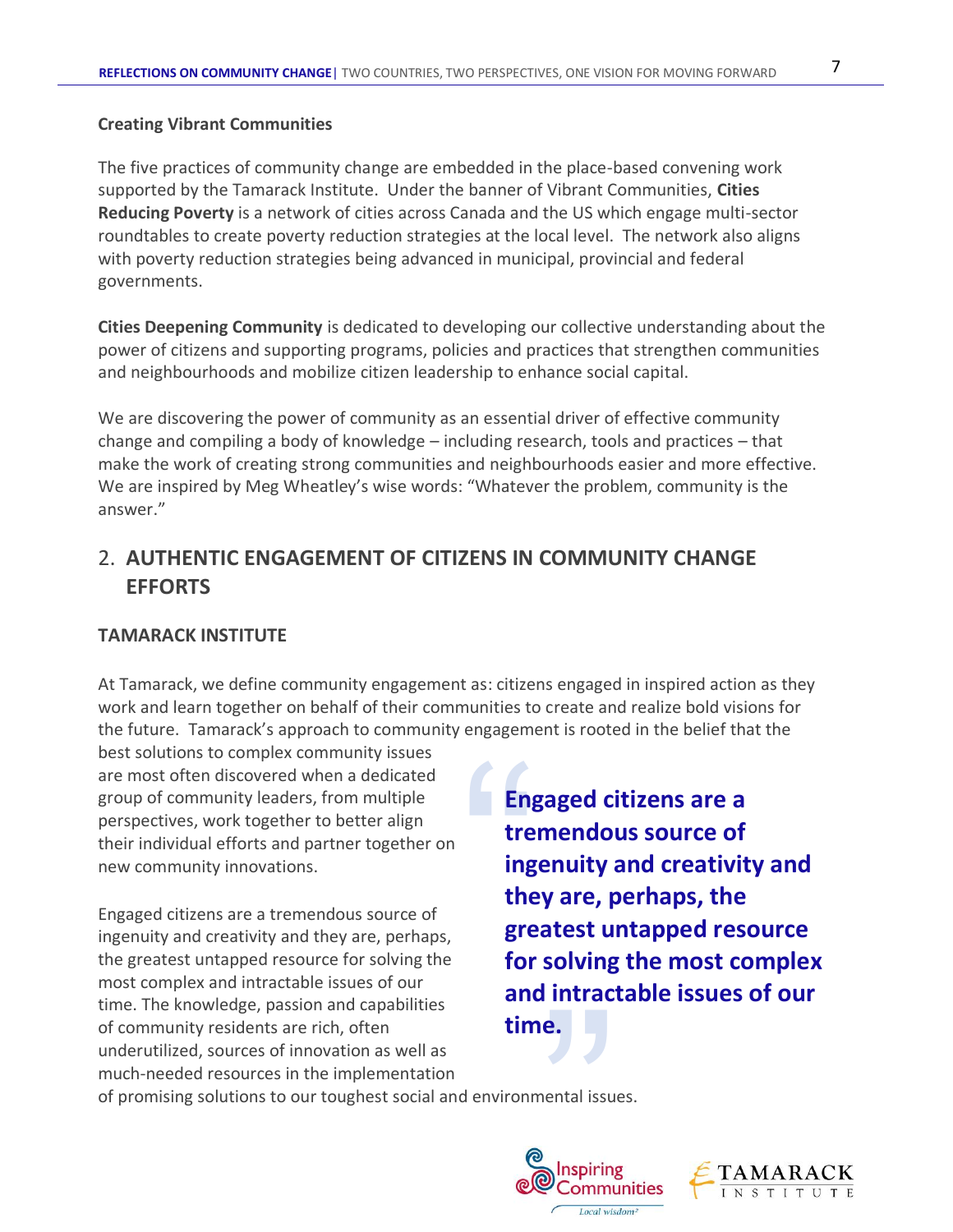**Creating Vibrant Communities**

The five practices of community change are embedded in the place-based convening work supported by the Tamarack Institute. Under the banner of Vibrant Communities, **Cities Reducing Poverty** is a network of cities across Canada and the US which engage multi-sector roundtables to create poverty reduction strategies at the local level. The network also aligns with poverty reduction strategies being advanced in municipal, provincial and federal governments.

**Cities Deepening Community** is dedicated to developing our collective understanding about the power of citizens and supporting programs, policies and practices that strengthen communities and neighbourhoods and mobilize citizen leadership to enhance social capital.

We are discovering the power of community as an essential driver of effective community change and compiling a body of knowledge – including research, tools and practices – that make the work of creating strong communities and neighbourhoods easier and more effective. We are inspired by Meg Wheatley's wise words: "Whatever the problem, community is the answer."

## 2. AUTHENTIC ENGAGEMENT OF CITIZENS IN COMMUNITY CHANGE EFFORTS

### TAMARACK INSTITUTE

At Tamarack, we define community engagement as: citizens engaged in inspired action as they work and learn together on behalf of their communities to create and realize bold visions for the future. Tamarack's approach to community engagement is rooted in the belief that the best solutions to complex community issues are most often discovered when a dedicated group of community leaders, from multiple perspectives, work together to better align their individual efforts and partner together on new community innovations.

Engaged citizens are a tremendous source of ingenuity and creativity and they are, perhaps, the greatest untapped resource for solving the most complex and intractable issues of our time. The knowledge, passion and capabilities of community residents are rich, often underutilized, sources of innovation as well as much-needed resources in the implementation of promising solutions to our toughest social and environmental issues.

> **Engaged citizens are a tremendous source of ingenuity and creativity and they are, perhaps, the greatest untapped resource for solving the most complex and intractable issues of our time.**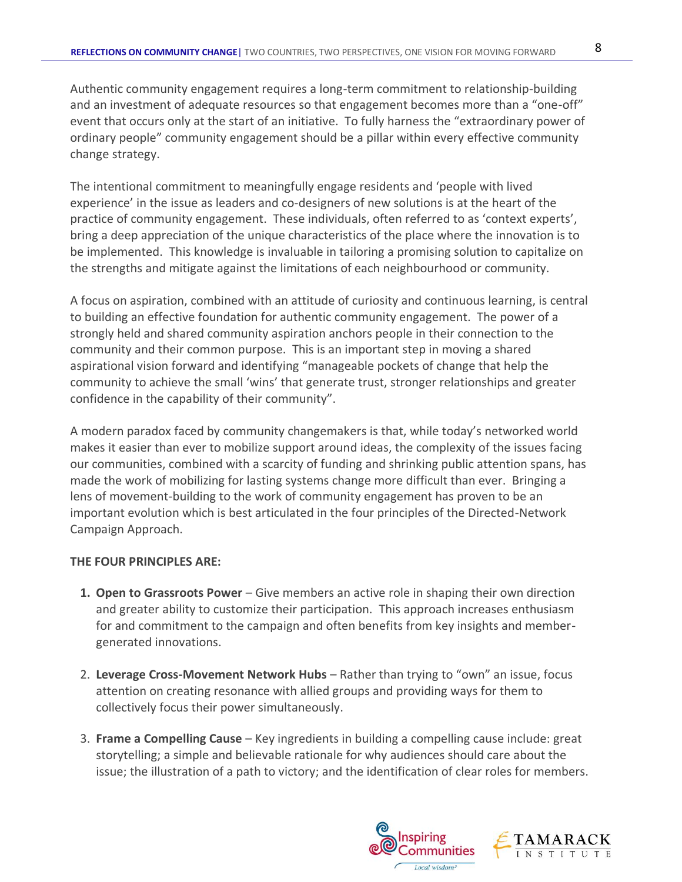Authentic community engagement requires a long-term commitment to relationship-building and an investment of adequate resources so that engagement becomes more than a "one-off" event that occurs only at the start of an initiative. To fully harness the "extraordinary power of ordinary people" community engagement should be a pillar within every effective community change strategy.

The intentional commitment to meaningfully engage residents and 'people with lived experience' in the issue as leaders and co-designers of new solutions is at the heart of the practice of community engagement. These individuals, often referred to as 'context experts', bring a deep appreciation of the unique characteristics of the place where the innovation is to be implemented. This knowledge is invaluable in tailoring a promising solution to capitalize on the strengths and mitigate against the limitations of each neighbourhood or community.

A focus on aspiration, combined with an attitude of curiosity and continuous learning, is central to building an effective foundation for authentic community engagement. The power of a strongly held and shared community aspiration anchors people in their connection to the community and their common purpose. This is an important step in moving a shared aspirational vision forward and identifying "manageable pockets of change that help the community to achieve the small 'wins' that generate trust, stronger relationships and greater confidence in the capability of their community".

A modern paradox faced by community changemakers is that, while today's networked world makes it easier than ever to mobilize support around ideas, the complexity of the issues facing our communities, combined with a scarcity of funding and shrinking public attention spans, has made the work of mobilizing for lasting systems change more difficult than ever. Bringing a lens of movement-building to the work of community engagement has proven to be an important evolution which is best articulated in the four principles of the Directed-Network Campaign Approach.

**THE FOUR PRINCIPLES ARE:**

1. **Open to Grassroots Power** – Give members an active role in shaping their own direction and greater ability to customize their participation. This approach increases enthusiasm for and commitment to the campaign and often benefits from key insights and member-generated innovations.

2. **Leverage Cross-Movement Network Hubs** – Rather than trying to "own" an issue, focus attention on creating resonance with allied groups and providing ways for them to collectively focus their power simultaneously.

3. **Frame a Compelling Cause** – Key ingredients in building a compelling cause include: great storytelling; a simple and believable rationale for why audiences should care about the issue; the illustration of a path to victory; and the identification of clear roles for members.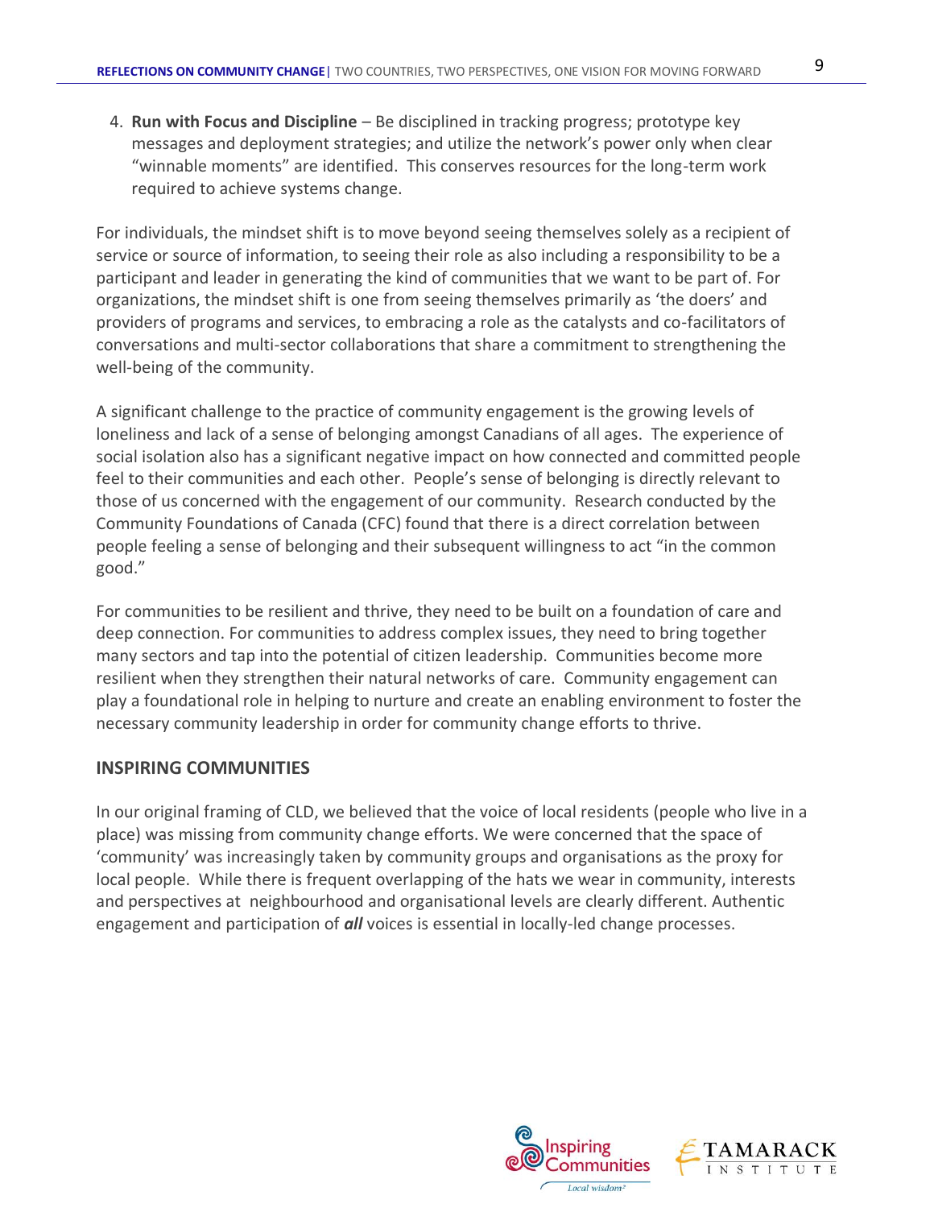4. **Run with Focus and Discipline** – Be disciplined in tracking progress; prototype key messages and deployment strategies; and utilize the network's power only when clear "winnable moments" are identified. This conserves resources for the long-term work required to achieve systems change.

For individuals, the mindset shift is to move beyond seeing themselves solely as a recipient of service or source of information, to seeing their role as also including a responsibility to be a participant and leader in generating the kind of communities that we want to be part of. For organizations, the mindset shift is one from seeing themselves primarily as 'the doers' and providers of programs and services, to embracing a role as the catalysts and co-facilitators of conversations and multi-sector collaborations that share a commitment to strengthening the well-being of the community.

A significant challenge to the practice of community engagement is the growing levels of loneliness and lack of a sense of belonging amongst Canadians of all ages. The experience of social isolation also has a significant negative impact on how connected and committed people feel to their communities and each other. People's sense of belonging is directly relevant to those of us concerned with the engagement of our community. Research conducted by the Community Foundations of Canada (CFC) found that there is a direct correlation between people feeling a sense of belonging and their subsequent willingness to act "in the common good."

For communities to be resilient and thrive, they need to be built on a foundation of care and deep connection. For communities to address complex issues, they need to bring together many sectors and tap into the potential of citizen leadership. Communities become more resilient when they strengthen their natural networks of care. Community engagement can play a foundational role in helping to nurture and create an enabling environment to foster the necessary community leadership in order for community change efforts to thrive.

## INSPIRING COMMUNITIES

In our original framing of CLD, we believed that the voice of local residents (people who live in a place) was missing from community change efforts. We were concerned that the space of 'community' was increasingly taken by community groups and organisations as the proxy for local people. While there is frequent overlapping of the hats we wear in community, interests and perspectives at neighbourhood and organisational levels are clearly different. Authentic engagement and participation of ***all*** voices is essential in locally-led change processes.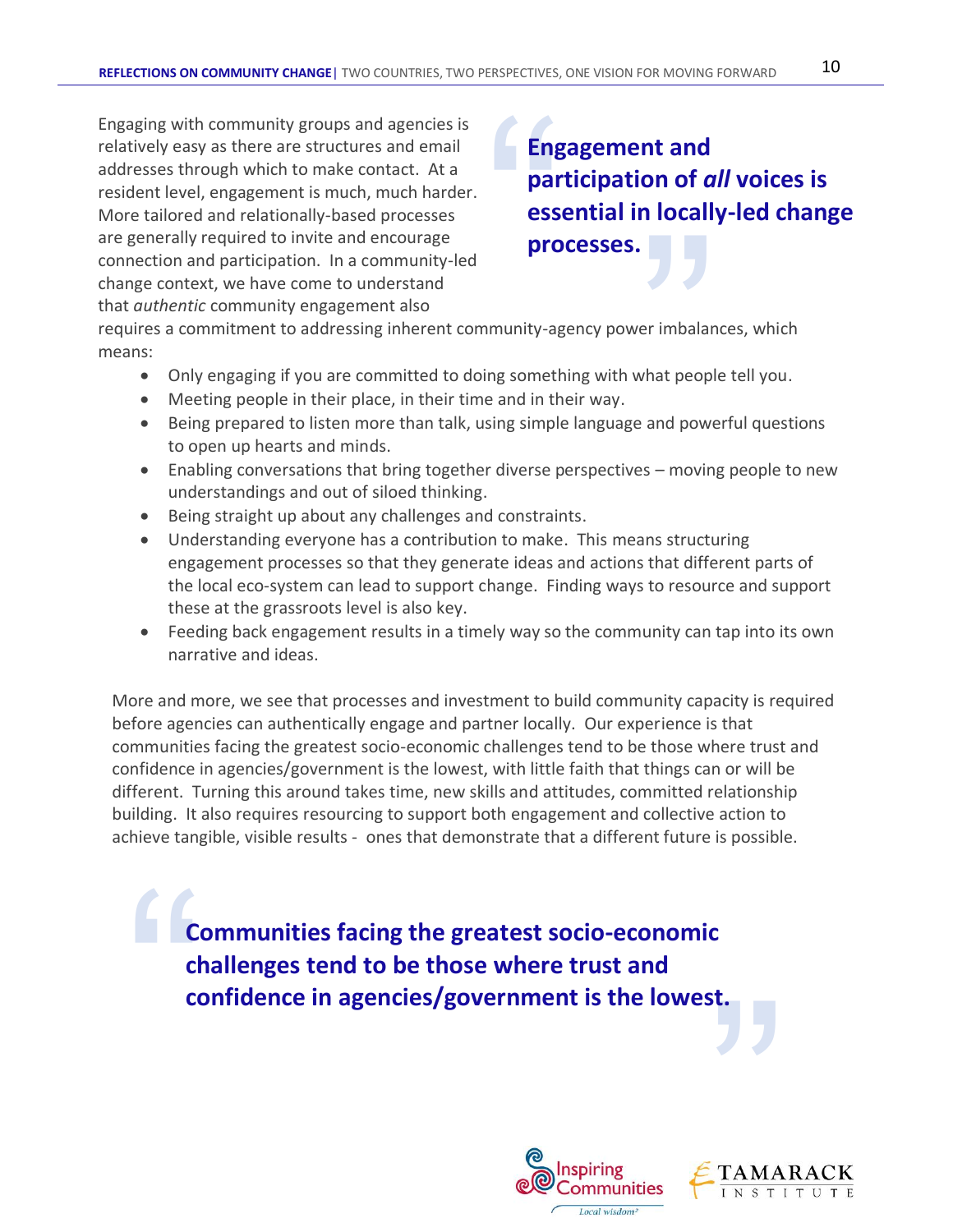Engaging with community groups and agencies is relatively easy as there are structures and email addresses through which to make contact. At a resident level, engagement is much, much harder. More tailored and relationally-based processes are generally required to invite and encourage connection and participation. In a community-led change context, we have come to understand that *authentic* community engagement also requires a commitment to addressing inherent community-agency power imbalances, which means:

> **Engagement and participation of *all* voices is essential in locally-led change processes.**

- Only engaging if you are committed to doing something with what people tell you.
- Meeting people in their place, in their time and in their way.
- Being prepared to listen more than talk, using simple language and powerful questions to open up hearts and minds.
- Enabling conversations that bring together diverse perspectives – moving people to new understandings and out of siloed thinking.
- Being straight up about any challenges and constraints.
- Understanding everyone has a contribution to make. This means structuring engagement processes so that they generate ideas and actions that different parts of the local eco-system can lead to support change. Finding ways to resource and support these at the grassroots level is also key.
- Feeding back engagement results in a timely way so the community can tap into its own narrative and ideas.

More and more, we see that processes and investment to build community capacity is required before agencies can authentically engage and partner locally. Our experience is that communities facing the greatest socio-economic challenges tend to be those where trust and confidence in agencies/government is the lowest, with little faith that things can or will be different. Turning this around takes time, new skills and attitudes, committed relationship building. It also requires resourcing to support both engagement and collective action to achieve tangible, visible results - ones that demonstrate that a different future is possible.

> **Communities facing the greatest socio-economic challenges tend to be those where trust and confidence in agencies/government is the lowest.**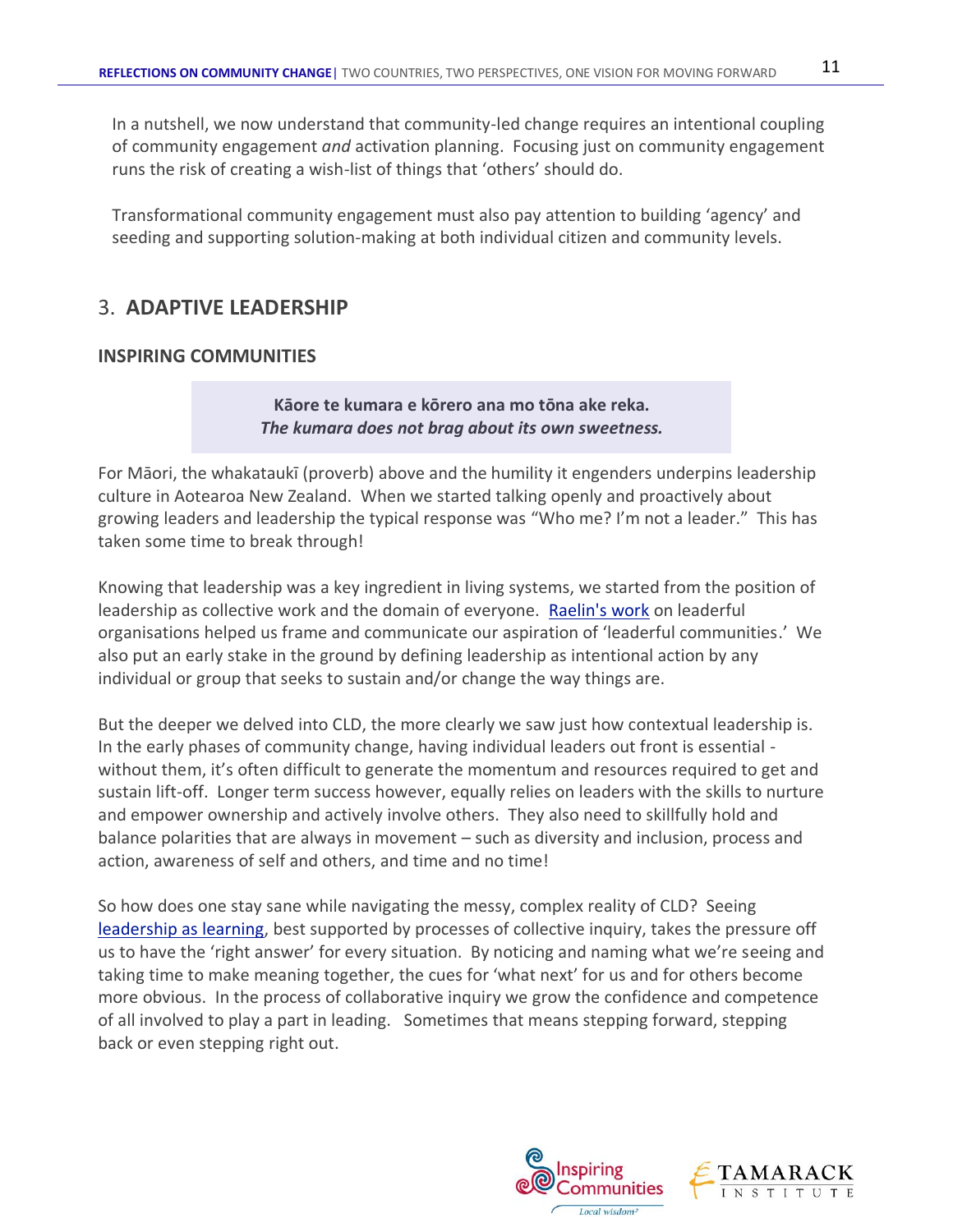In a nutshell, we now understand that community-led change requires an intentional coupling of community engagement *and* activation planning. Focusing just on community engagement runs the risk of creating a wish-list of things that 'others' should do.

Transformational community engagement must also pay attention to building 'agency' and seeding and supporting solution-making at both individual citizen and community levels.

## 3. ADAPTIVE LEADERSHIP

### INSPIRING COMMUNITIES

> **Kāore te kumara e kōrero ana mo tōna ake reka.**
> ***The kumara does not brag about its own sweetness.***

For Māori, the whakataukī (proverb) above and the humility it engenders underpins leadership culture in Aotearoa New Zealand. When we started talking openly and proactively about growing leaders and leadership the typical response was "Who me? I'm not a leader." This has taken some time to break through!

Knowing that leadership was a key ingredient in living systems, we started from the position of leadership as collective work and the domain of everyone. Raelin's work on leaderful organisations helped us frame and communicate our aspiration of 'leaderful communities.' We also put an early stake in the ground by defining leadership as intentional action by any individual or group that seeks to sustain and/or change the way things are.

But the deeper we delved into CLD, the more clearly we saw just how contextual leadership is. In the early phases of community change, having individual leaders out front is essential - without them, it's often difficult to generate the momentum and resources required to get and sustain lift-off. Longer term success however, equally relies on leaders with the skills to nurture and empower ownership and actively involve others. They also need to skillfully hold and balance polarities that are always in movement – such as diversity and inclusion, process and action, awareness of self and others, and time and no time!

So how does one stay sane while navigating the messy, complex reality of CLD? Seeing leadership as learning, best supported by processes of collective inquiry, takes the pressure off us to have the 'right answer' for every situation. By noticing and naming what we're seeing and taking time to make meaning together, the cues for 'what next' for us and for others become more obvious. In the process of collaborative inquiry we grow the confidence and competence of all involved to play a part in leading. Sometimes that means stepping forward, stepping back or even stepping right out.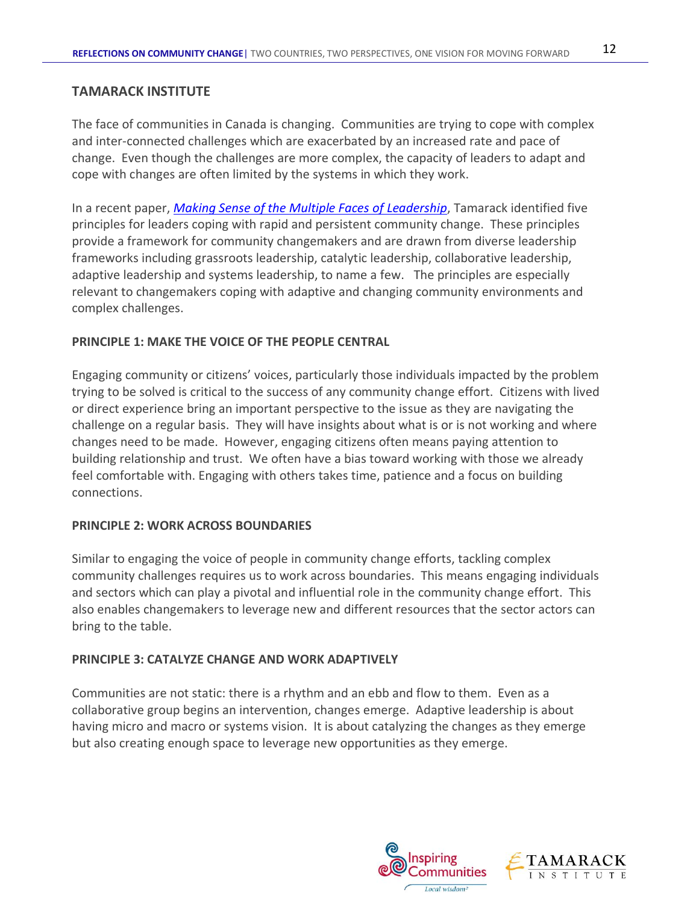## TAMARACK INSTITUTE

The face of communities in Canada is changing. Communities are trying to cope with complex and inter-connected challenges which are exacerbated by an increased rate and pace of change. Even though the challenges are more complex, the capacity of leaders to adapt and cope with changes are often limited by the systems in which they work.

In a recent paper, *Making Sense of the Multiple Faces of Leadership*, Tamarack identified five principles for leaders coping with rapid and persistent community change. These principles provide a framework for community changemakers and are drawn from diverse leadership frameworks including grassroots leadership, catalytic leadership, collaborative leadership, adaptive leadership and systems leadership, to name a few. The principles are especially relevant to changemakers coping with adaptive and changing community environments and complex challenges.

### PRINCIPLE 1: MAKE THE VOICE OF THE PEOPLE CENTRAL

Engaging community or citizens' voices, particularly those individuals impacted by the problem trying to be solved is critical to the success of any community change effort. Citizens with lived or direct experience bring an important perspective to the issue as they are navigating the challenge on a regular basis. They will have insights about what is or is not working and where changes need to be made. However, engaging citizens often means paying attention to building relationship and trust. We often have a bias toward working with those we already feel comfortable with. Engaging with others takes time, patience and a focus on building connections.

### PRINCIPLE 2: WORK ACROSS BOUNDARIES

Similar to engaging the voice of people in community change efforts, tackling complex community challenges requires us to work across boundaries. This means engaging individuals and sectors which can play a pivotal and influential role in the community change effort. This also enables changemakers to leverage new and different resources that the sector actors can bring to the table.

### PRINCIPLE 3: CATALYZE CHANGE AND WORK ADAPTIVELY

Communities are not static: there is a rhythm and an ebb and flow to them. Even as a collaborative group begins an intervention, changes emerge. Adaptive leadership is about having micro and macro or systems vision. It is about catalyzing the changes as they emerge but also creating enough space to leverage new opportunities as they emerge.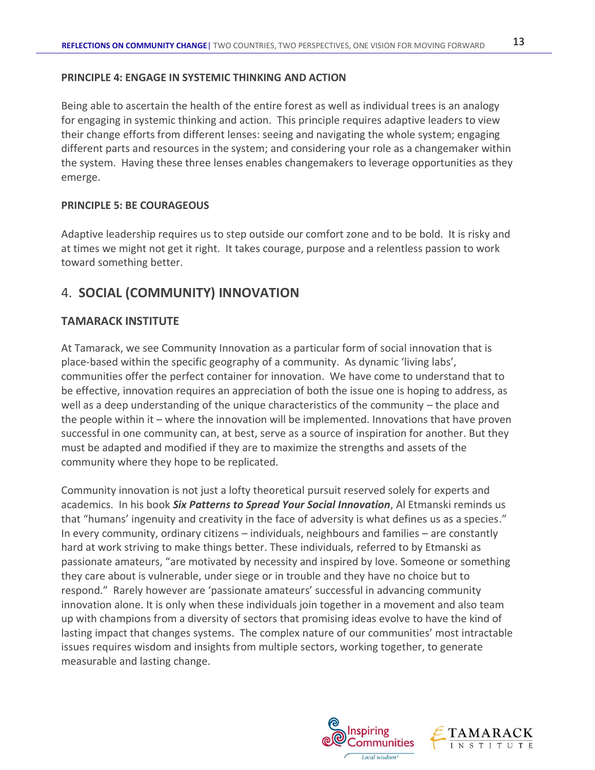**PRINCIPLE 4: ENGAGE IN SYSTEMIC THINKING AND ACTION**

Being able to ascertain the health of the entire forest as well as individual trees is an analogy for engaging in systemic thinking and action. This principle requires adaptive leaders to view their change efforts from different lenses: seeing and navigating the whole system; engaging different parts and resources in the system; and considering your role as a changemaker within the system. Having these three lenses enables changemakers to leverage opportunities as they emerge.

**PRINCIPLE 5: BE COURAGEOUS**

Adaptive leadership requires us to step outside our comfort zone and to be bold. It is risky and at times we might not get it right. It takes courage, purpose and a relentless passion to work toward something better.

## 4. **SOCIAL (COMMUNITY) INNOVATION**

### TAMARACK INSTITUTE

At Tamarack, we see Community Innovation as a particular form of social innovation that is place-based within the specific geography of a community. As dynamic 'living labs', communities offer the perfect container for innovation. We have come to understand that to be effective, innovation requires an appreciation of both the issue one is hoping to address, as well as a deep understanding of the unique characteristics of the community – the place and the people within it – where the innovation will be implemented. Innovations that have proven successful in one community can, at best, serve as a source of inspiration for another. But they must be adapted and modified if they are to maximize the strengths and assets of the community where they hope to be replicated.

Community innovation is not just a lofty theoretical pursuit reserved solely for experts and academics. In his book ***Six Patterns to Spread Your Social Innovation***, Al Etmanski reminds us that "humans' ingenuity and creativity in the face of adversity is what defines us as a species." In every community, ordinary citizens – individuals, neighbours and families – are constantly hard at work striving to make things better. These individuals, referred to by Etmanski as passionate amateurs, "are motivated by necessity and inspired by love. Someone or something they care about is vulnerable, under siege or in trouble and they have no choice but to respond." Rarely however are 'passionate amateurs' successful in advancing community innovation alone. It is only when these individuals join together in a movement and also team up with champions from a diversity of sectors that promising ideas evolve to have the kind of lasting impact that changes systems. The complex nature of our communities' most intractable issues requires wisdom and insights from multiple sectors, working together, to generate measurable and lasting change.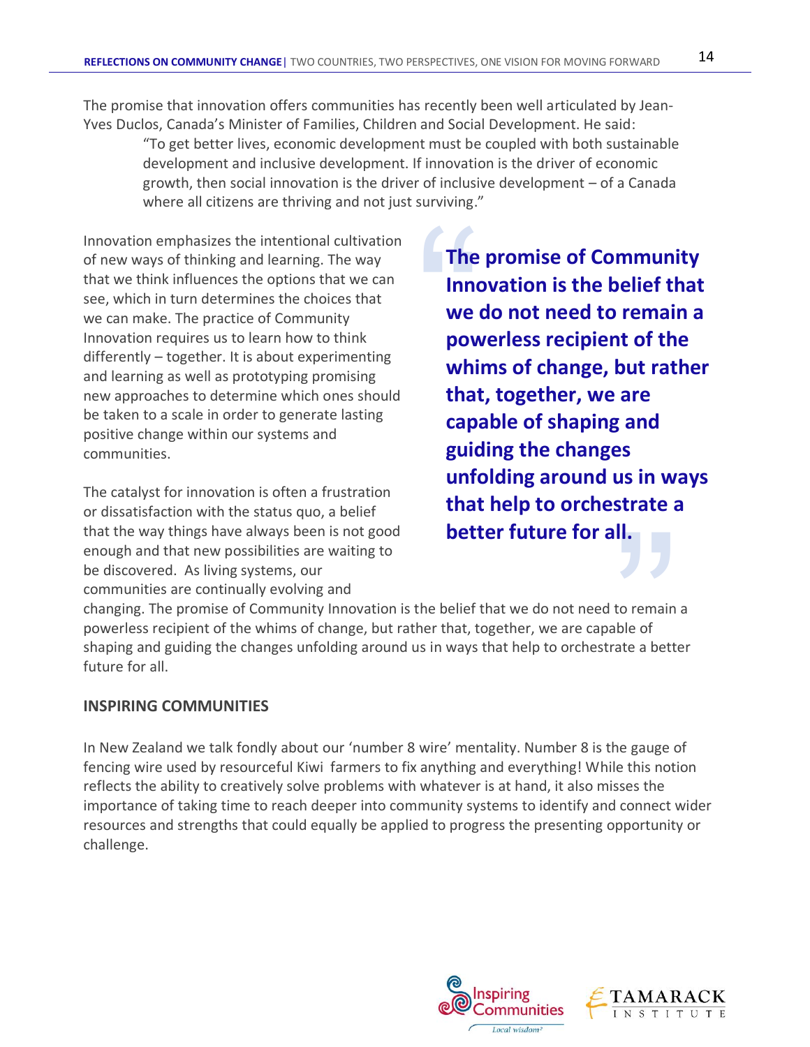The promise that innovation offers communities has recently been well articulated by Jean-Yves Duclos, Canada's Minister of Families, Children and Social Development. He said:

> "To get better lives, economic development must be coupled with both sustainable development and inclusive development. If innovation is the driver of economic growth, then social innovation is the driver of inclusive development – of a Canada where all citizens are thriving and not just surviving."

Innovation emphasizes the intentional cultivation of new ways of thinking and learning. The way that we think influences the options that we can see, which in turn determines the choices that we can make. The practice of Community Innovation requires us to learn how to think differently – together. It is about experimenting and learning as well as prototyping promising new approaches to determine which ones should be taken to a scale in order to generate lasting positive change within our systems and communities.

> **"The promise of Community Innovation is the belief that we do not need to remain a powerless recipient of the whims of change, but rather that, together, we are capable of shaping and guiding the changes unfolding around us in ways that help to orchestrate a better future for all."**

The catalyst for innovation is often a frustration or dissatisfaction with the status quo, a belief that the way things have always been is not good enough and that new possibilities are waiting to be discovered. As living systems, our communities are continually evolving and changing. The promise of Community Innovation is the belief that we do not need to remain a powerless recipient of the whims of change, but rather that, together, we are capable of shaping and guiding the changes unfolding around us in ways that help to orchestrate a better future for all.

## INSPIRING COMMUNITIES

In New Zealand we talk fondly about our 'number 8 wire' mentality. Number 8 is the gauge of fencing wire used by resourceful Kiwi farmers to fix anything and everything! While this notion reflects the ability to creatively solve problems with whatever is at hand, it also misses the importance of taking time to reach deeper into community systems to identify and connect wider resources and strengths that could equally be applied to progress the presenting opportunity or challenge.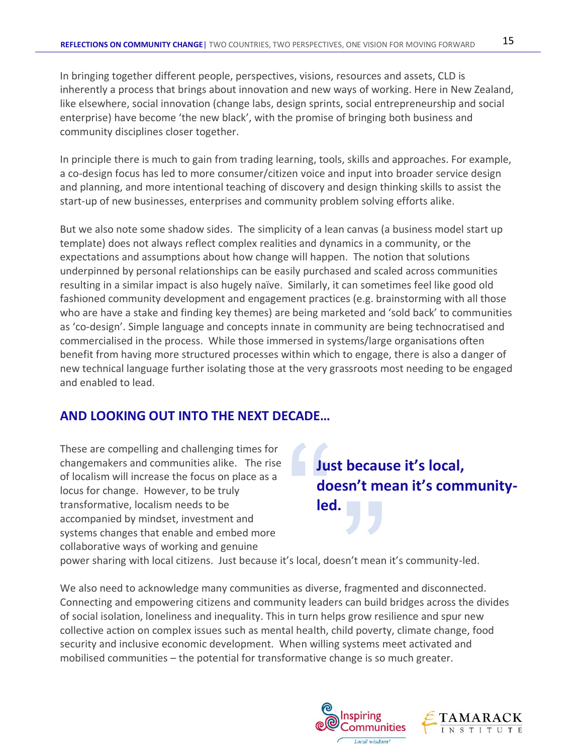In bringing together different people, perspectives, visions, resources and assets, CLD is inherently a process that brings about innovation and new ways of working. Here in New Zealand, like elsewhere, social innovation (change labs, design sprints, social entrepreneurship and social enterprise) have become 'the new black', with the promise of bringing both business and community disciplines closer together.

In principle there is much to gain from trading learning, tools, skills and approaches. For example, a co-design focus has led to more consumer/citizen voice and input into broader service design and planning, and more intentional teaching of discovery and design thinking skills to assist the start-up of new businesses, enterprises and community problem solving efforts alike.

But we also note some shadow sides. The simplicity of a lean canvas (a business model start up template) does not always reflect complex realities and dynamics in a community, or the expectations and assumptions about how change will happen. The notion that solutions underpinned by personal relationships can be easily purchased and scaled across communities resulting in a similar impact is also hugely naïve. Similarly, it can sometimes feel like good old fashioned community development and engagement practices (e.g. brainstorming with all those who are have a stake and finding key themes) are being marketed and 'sold back' to communities as 'co-design'. Simple language and concepts innate in community are being technocratised and commercialised in the process. While those immersed in systems/large organisations often benefit from having more structured processes within which to engage, there is also a danger of new technical language further isolating those at the very grassroots most needing to be engaged and enabled to lead.

## AND LOOKING OUT INTO THE NEXT DECADE…

> **Just because it's local, doesn't mean it's community-led.**

These are compelling and challenging times for changemakers and communities alike. The rise of localism will increase the focus on place as a locus for change. However, to be truly transformative, localism needs to be accompanied by mindset, investment and systems changes that enable and embed more collaborative ways of working and genuine power sharing with local citizens. Just because it's local, doesn't mean it's community-led.

We also need to acknowledge many communities as diverse, fragmented and disconnected. Connecting and empowering citizens and community leaders can build bridges across the divides of social isolation, loneliness and inequality. This in turn helps grow resilience and spur new collective action on complex issues such as mental health, child poverty, climate change, food security and inclusive economic development. When willing systems meet activated and mobilised communities – the potential for transformative change is so much greater.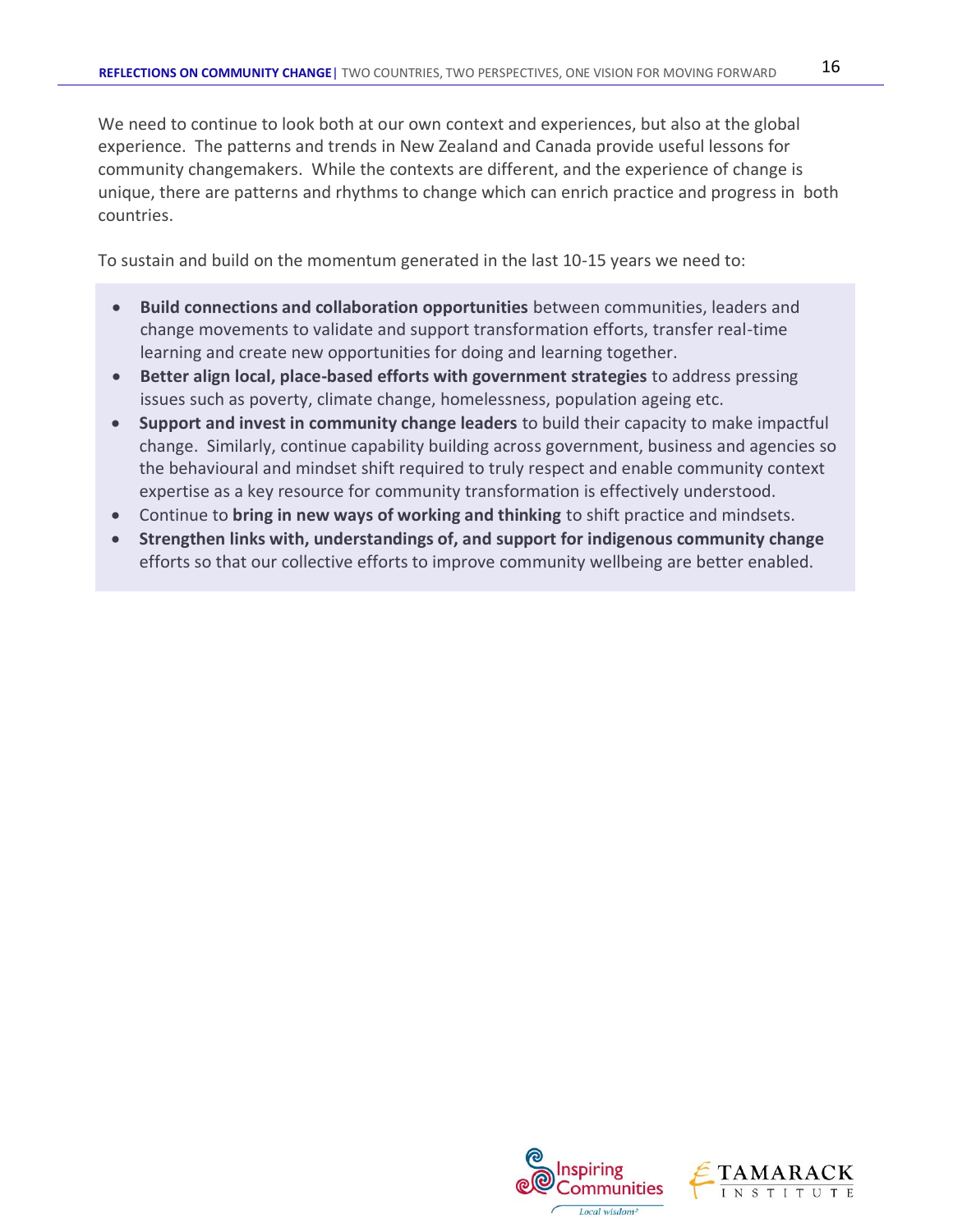We need to continue to look both at our own context and experiences, but also at the global experience. The patterns and trends in New Zealand and Canada provide useful lessons for community changemakers. While the contexts are different, and the experience of change is unique, there are patterns and rhythms to change which can enrich practice and progress in both countries.

To sustain and build on the momentum generated in the last 10-15 years we need to:

- **Build connections and collaboration opportunities** between communities, leaders and change movements to validate and support transformation efforts, transfer real-time learning and create new opportunities for doing and learning together.
- **Better align local, place-based efforts with government strategies** to address pressing issues such as poverty, climate change, homelessness, population ageing etc.
- **Support and invest in community change leaders** to build their capacity to make impactful change. Similarly, continue capability building across government, business and agencies so the behavioural and mindset shift required to truly respect and enable community context expertise as a key resource for community transformation is effectively understood.
- Continue to **bring in new ways of working and thinking** to shift practice and mindsets.
- **Strengthen links with, understandings of, and support for indigenous community change** efforts so that our collective efforts to improve community wellbeing are better enabled.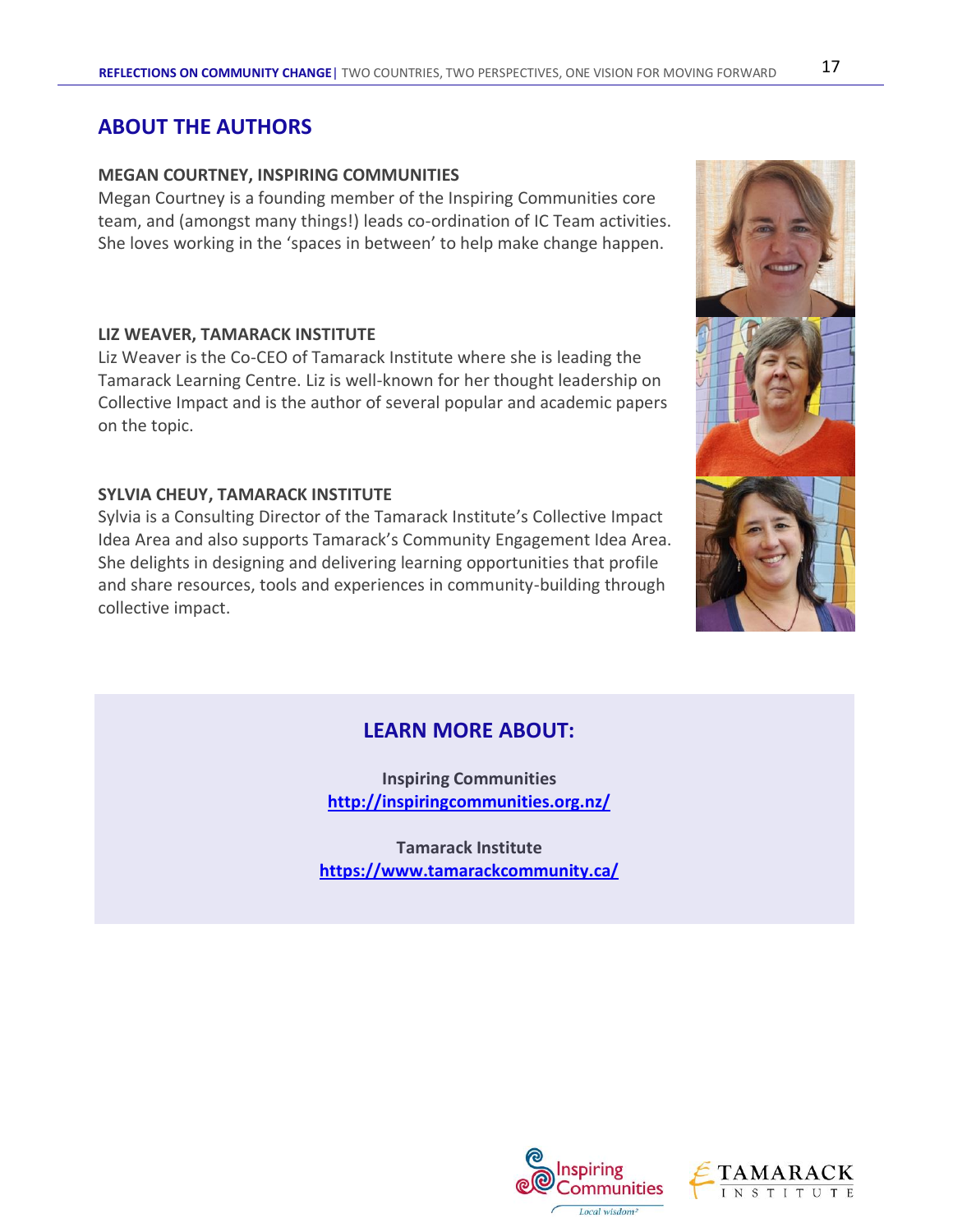## ABOUT THE AUTHORS

**MEGAN COURTNEY, INSPIRING COMMUNITIES**

Megan Courtney is a founding member of the Inspiring Communities core team, and (amongst many things!) leads co-ordination of IC Team activities. She loves working in the 'spaces in between' to help make change happen.

**LIZ WEAVER, TAMARACK INSTITUTE**

Liz Weaver is the Co-CEO of Tamarack Institute where she is leading the Tamarack Learning Centre. Liz is well-known for her thought leadership on Collective Impact and is the author of several popular and academic papers on the topic.

**SYLVIA CHEUY, TAMARACK INSTITUTE**

Sylvia is a Consulting Director of the Tamarack Institute's Collective Impact Idea Area and also supports Tamarack's Community Engagement Idea Area. She delights in designing and delivering learning opportunities that profile and share resources, tools and experiences in community-building through collective impact.

## LEARN MORE ABOUT:

**Inspiring Communities**
http://inspiringcommunities.org.nz/

**Tamarack Institute**
https://www.tamarackcommunity.ca/

Inspiring Communities Local wisdom²

TAMARACK INSTITUTE